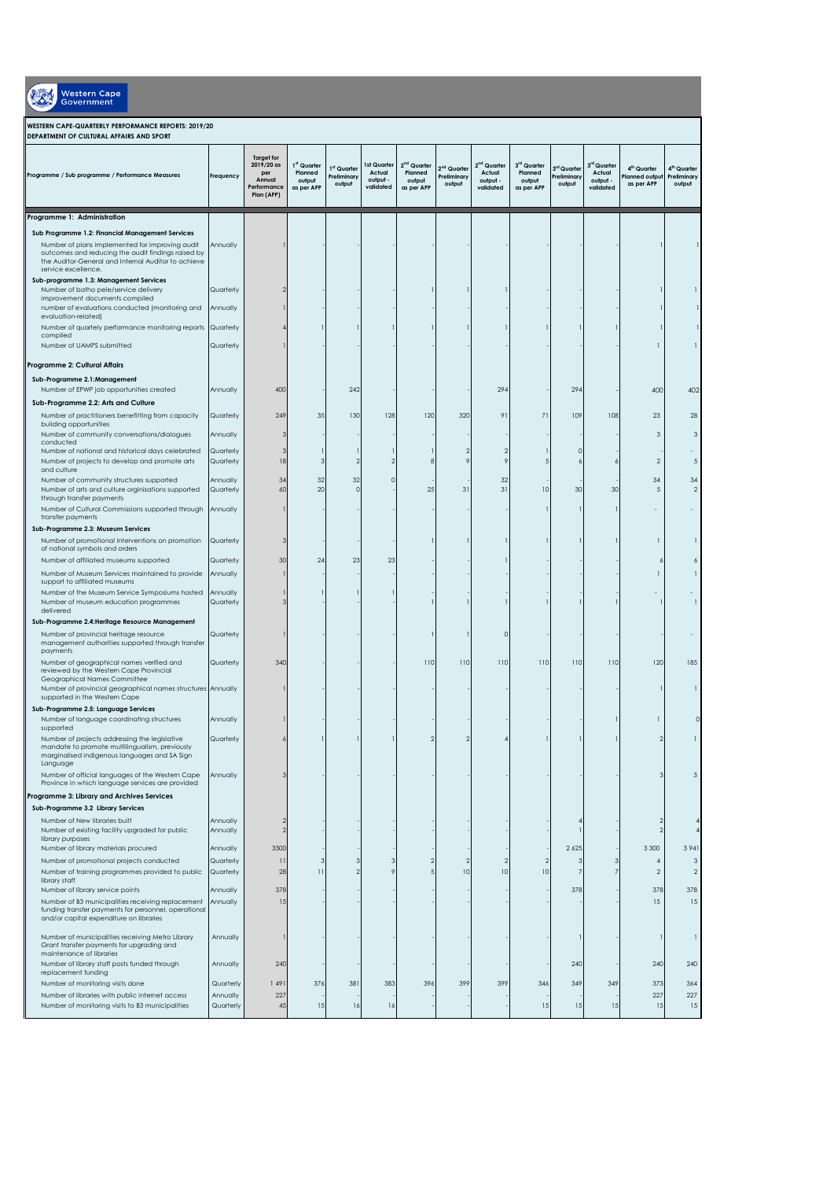Western Cape Government

**WESTERN CAPE-QUARTERLY PERFORMANCE REPORTS: 2019/20**
**DEPARTMENT OF CULTURAL AFFAIRS AND SPORT**

| Programme / Sub programme / Performance Measures | Frequency | Target for 2019/20 as per Annual Performance Plan (APP) | 1st Quarter Planned output as per APP | 1st Quarter Preliminary output | 1st Quarter Actual output - validated | 2nd Quarter Planned output as per APP | 2nd Quarter Preliminary output | 2nd Quarter Actual output - validated | 3rd Quarter Planned output as per APP | 3rd Quarter Preliminary output | 3rd Quarter Actual output - validated | 4th Quarter Planned output as per APP | 4th Quarter Preliminary output |
|---|---|---|---|---|---|---|---|---|---|---|---|---|---|
| **Programme 1: Administration** | | | | | | | | | | | | | |
| **Sub Programme 1.2: Financial Management Services** | | | | | | | | | | | | | |
| Number of plans implemented for improving audit outcomes and reducing the audit findings raised by the Auditor-General and Internal Auditor to achieve service excellence. | Annually | 1 | - | - | - | - | - | - | - | - | - | 1 | 1 |
| **Sub-programme 1.3: Management Services** | | | | | | | | | | | | | |
| Number of batho pele/service delivery improvement documents compiled | Quarterly | 2 | - | - | - | 1 | 1 | 1 | - | - | - | 1 | 1 |
| number of evaluations conducted (monitoring and evaluation-related) | Annually | 1 | - | - | - | - | - | - | - | - | - | 1 | 1 |
| Number of quartely performance monitoring reports compiled | Quarterly | 4 | 1 | 1 | 1 | 1 | 1 | 1 | 1 | 1 | 1 | 1 | 1 |
| Number of UAMPS submitted | Quarterly | 1 | - | - | - | - | - | - | - | - | - | 1 | 1 |
| **Programme 2: Cultural Affairs** | | | | | | | | | | | | | |
| **Sub-Programme 2.1:Management** | | | | | | | | | | | | | |
| Number of EPWP job opportunities created | Annually | 400 | - | 242 | - | - | - | 294 | - | 294 | - | 400 | 402 |
| **Sub-Programme 2.2: Arts and Culture** | | | | | | | | | | | | | |
| Number of practitioners benefitting from capacity building opportunities | Quarterly | 249 | 35 | 130 | 128 | 120 | 320 | 91 | 71 | 109 | 108 | 23 | 28 |
| Number of community conversations/dialogues conducted | Annually | 3 | - | - | - | - | - | - | - | - | - | 3 | 3 |
| Number of national and historical days celebrated | Quarterly | 3 | 1 | 1 | 1 | 1 | 2 | 2 | 1 | 0 | | - | - |
| Number of projects to develop and promote arts and culture | Quarterly | 18 | 3 | 2 | 2 | 8 | 9 | 9 | 5 | 6 | 6 | 2 | 5 |
| Number of community structures supported | Annually | 34 | 32 | 32 | 0 | | - | 32 | - | - | - | 34 | 34 |
| Number of arts and culture orginisations supported through transfer payments | Quarterly | 60 | 20 | 0 | | 25 | 31 | 31 | 10 | 30 | 30 | 5 | 2 |
| Number of Cultural Commissions supported through transfer payments | Annually | 1 | - | - | - | - | - | - | 1 | 1 | 1 | - | - |
| **Sub-Programme 2.3: Museum Services** | | | | | | | | | | | | | |
| Number of promotional interventions on promotion of national symbols and orders | Quarterly | 3 | - | - | - | 1 | 1 | 1 | 1 | 1 | 1 | 1 | 1 |
| Number of affiliated museums supported | Quarterly | 30 | 24 | 23 | 23 | - | - | 1 | - | - | - | 6 | 6 |
| Number of Museum Services maintained to provide support to affiliated museums | Annually | 1 | - | - | - | - | - | - | - | - | - | 1 | 1 |
| Number of the Museum Service Symposiums hosted | Annually | 1 | 1 | 1 | 1 | - | - | - | - | - | - | - | - |
| Number of museum education programmes delivered | Quarterly | 3 | - | - | - | 1 | 1 | 1 | 1 | 1 | 1 | 1 | 1 |
| **Sub-Programme 2.4:Heritage Resource Management** | | | | | | | | | | | | | |
| Number of provincial heritage resource management authorities supported through transfer payments | Quarterly | 1 | - | - | - | 1 | 1 | 0 | - | - | - | - | - |
| Number of geographical names verified and reviewed by the Western Cape Provincial Geographical Names Committee | Quarterly | 340 | - | - | - | 110 | 110 | 110 | 110 | 110 | 110 | 120 | 185 |
| Number of provincial geographical names structures supported in the Western Cape | Annually | 1 | - | - | - | - | - | - | - | - | - | 1 | 1 |
| **Sub-Programme 2.5: Language Services** | | | | | | | | | | | | | |
| Number of language coordinating structures supported | Annually | 1 | - | - | - | - | - | - | - | - | 1 | 1 | 0 |
| Number of projects addressing the legislative mandate to promote multilingualism, previously marginalised indigenous languages and SA Sign Language | Quarterly | 6 | 1 | 1 | 1 | 2 | 2 | 4 | 1 | 1 | 1 | 2 | 1 |
| Number of official languages of the Western Cape Province in which language services are provided | Annually | 3 | - | - | - | - | - | - | - | - | - | 3 | 3 |
| **Programme 3: Library and Archives Services** | | | | | | | | | | | | | |
| **Sub-Programme 3.2 Library Services** | | | | | | | | | | | | | |
| Number of New libraries built | Annually | 2 | - | - | - | - | - | - | - | 4 | - | 2 | 4 |
| Number of existing facility upgraded for public library purposes | Annually | 2 | - | - | - | - | - | - | - | 1 | - | 2 | 4 |
| Number of library materials procured | Annually | 3300 | - | - | - | - | - | - | - | 2 625 | - | 3 300 | 3 941 |
| Number of promotional projects conducted | Quarterly | 11 | 3 | 3 | 3 | 2 | 2 | 2 | 2 | 3 | 3 | 4 | 3 |
| Number of training programmes provided to public library staff | Quarterly | 28 | 11 | 2 | 9 | 5 | 10 | 10 | 10 | 7 | 7 | 2 | 2 |
| Number of library service points | Annually | 378 | - | - | - | - | - | - | - | 378 | - | 378 | 378 |
| Number of B3 municipalities receiving replacement funding transfer payments for personnel, operational and/or capital expenditure on libraries | Annually | 15 | - | - | - | - | - | - | - | - | - | 15 | 15 |
| Number of municipalities receiving Metro Library Grant transfer payments for upgrading and maintenance of libraries | Annually | 1 | - | - | - | - | - | - | - | 1 | - | 1 | 1 |
| Number of library staff posts funded through replacement funding | Annually | 240 | - | - | - | - | - | - | - | 240 | - | 240 | 240 |
| Number of monitoring visits done | Quarterly | 1 491 | 376 | 381 | 383 | 396 | 399 | 399 | 346 | 349 | 349 | 373 | 364 |
| Number of libraries with public internet access | Annually | 227 | - | - | - | - | - | - | - | - | - | 227 | 227 |
| Number of monitoring visits to B3 municipalities | Quarterly | 45 | 15 | 16 | 16 | - | - | - | 15 | 15 | 15 | 15 | 15 |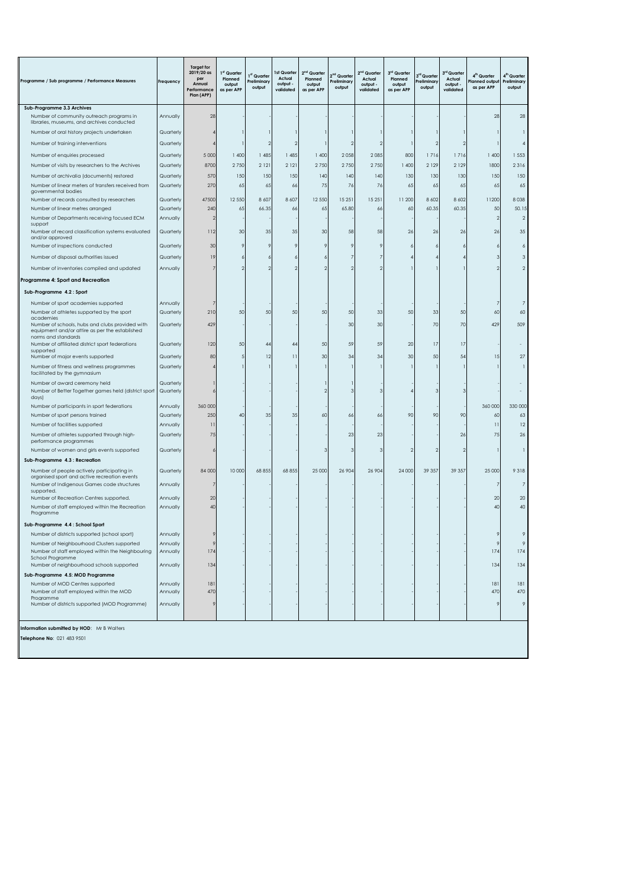| Programme / Sub programme / Performance Measures | Frequency | Target for 2019/20 as per Annual Performance Plan (APP) | 1st Quarter Planned output as per APP | 1st Quarter Preliminary output | 1st Quarter Actual output - validated | 2nd Quarter Planned output as per APP | 2nd Quarter Preliminary output | 2nd Quarter Actual output - validated | 3rd Quarter Planned output as per APP | 3rd Quarter Preliminary output | 3rd Quarter Actual output - validated | 4th Quarter Planned output as per APP | 4th Quarter Preliminary output |
|---|---|---|---|---|---|---|---|---|---|---|---|---|---|
| **Sub-Programme 3.3 Archives** | | | | | | | | | | | | | |
| Number of community outreach programs in libraries, museums, and archives conducted | Annually | 28 | | - | - | | - | - | | - | - | 28 | 28 |
| Number of oral history projects undertaken | Quarterly | 4 | 1 | 1 | 1 | 1 | 1 | 1 | 1 | 1 | 1 | 1 | 1 |
| Number of training interventions | Quarterly | 4 | 1 | 2 | 2 | 1 | 2 | 2 | 1 | 2 | 2 | 1 | 4 |
| Number of enquiries processed | Quarterly | 5 000 | 1 400 | 1 485 | 1 485 | 1 400 | 2 058 | 2 085 | 800 | 1 716 | 1 716 | 1 400 | 1 553 |
| Number of visits by researchers to the Archives | Quarterly | 8700 | 2 750 | 2 121 | 2 121 | 2 750 | 2 750 | 2 750 | 1 400 | 2 129 | 2 129 | 1800 | 2 316 |
| Number of archivalia (documents) restored | Quarterly | 570 | 150 | 150 | 150 | 140 | 140 | 140 | 130 | 130 | 130 | 150 | 150 |
| Number of linear meters of transfers received from governmental bodies | Quarterly | 270 | 65 | 65 | 66 | 75 | 76 | 76 | 65 | 65 | 65 | 65 | 65 |
| Number of records consulted by researchers | Quarterly | 47500 | 12 550 | 8 607 | 8 607 | 12 550 | 15 251 | 15 251 | 11 200 | 8 602 | 8 602 | 11200 | 8 038 |
| Number of linear metres arranged | Quarterly | 240 | 65 | 66.35 | 66 | 65 | 65.80 | 66 | 60 | 60.35 | 60.35 | 50 | 50.15 |
| Number of Departments receiving focused ECM support | Annually | 2 | | - | - | | - | - | | - | - | 2 | 2 |
| Number of record classification systems evaluated and/or approved | Quarterly | 112 | 30 | 35 | 35 | 30 | 58 | 58 | 26 | 26 | 26 | 26 | 35 |
| Number of inspections conducted | Quarterly | 30 | 9 | 9 | 9 | 9 | 9 | 9 | 6 | 6 | 6 | 6 | 6 |
| Number of disposal authorities issued | Quarterly | 19 | 6 | 6 | 6 | 6 | 7 | 7 | 4 | 4 | 4 | 3 | 3 |
| Number of inventories compiled and updated | Annually | 7 | 2 | 2 | 2 | 2 | 2 | 2 | 1 | 1 | 1 | 2 | 2 |
| **Programme 4: Sport and Recreation** | | | | | | | | | | | | | |
| **Sub-Programme 4.2 : Sport** | | | | | | | | | | | | | |
| Number of sport academies supported | Annually | 7 | | - | - | | - | - | | - | - | 7 | 7 |
| Number of athletes supported by the sport academies | Quarterly | 210 | 50 | 50 | 50 | 50 | 50 | 33 | 50 | 33 | 50 | 60 | 60 |
| Number of schools, hubs and clubs provided with equipment and/or attire as per the established norms and standards | Quarterly | 429 | | - | - | | 30 | 30 | - | 70 | 70 | 429 | 509 |
| Number of affiliated district sport federations supported | Quarterly | 120 | 50 | 44 | 44 | 50 | 59 | 59 | 20 | 17 | 17 | - | - |
| Number of major events supported | Quarterly | 80 | 5 | 12 | 11 | 30 | 34 | 34 | 30 | 50 | 54 | 15 | 27 |
| Number of fitness and wellness programmes facilitated by the gymnasium | Quarterly | 4 | 1 | 1 | 1 | 1 | 1 | 1 | 1 | 1 | 1 | 1 | 1 |
| Number of award ceremony held | Quarterly | 1 | | - | - | 1 | 1 | - | | - | - | | - |
| Number of Better Together games held (district sport days) | Quarterly | 6 | | - | - | 2 | 3 | 3 | 4 | 3 | 3 | | - |
| Number of participants in sport federations | Annually | 360 000 | | - | - | | - | - | | - | - | 360 000 | 330 000 |
| Number of sport persons trained | Quarterly | 250 | 40 | 35 | 35 | 60 | 66 | 66 | 90 | 90 | 90 | 60 | 63 |
| Number of facilities supported | Annually | 11 | | - | - | | - | - | | - | - | 11 | 12 |
| Number of athletes supported through high-performance programmes | Quarterly | 75 | | - | - | | 23 | 23 | | - | 26 | 75 | 26 |
| Number of women and girls events supported | Quarterly | 6 | | - | - | 3 | 3 | 3 | 2 | 2 | 2 | 1 | 1 |
| **Sub-Programme 4.3 : Recreation** | | | | | | | | | | | | | |
| Number of people actively participating in organised sport and active recreation events | Quarterly | 84 000 | 10 000 | 68 855 | 68 855 | 25 000 | 26 904 | 26 904 | 24 000 | 39 357 | 39 357 | 25 000 | 9 318 |
| Number of Indigenous Games code structures supported. | Annually | 7 | | - | - | | - | - | | - | - | 7 | 7 |
| Number of Recreation Centres supported. | Annually | 20 | | - | - | | - | - | | - | - | 20 | 20 |
| Number of staff employed within the Recreation Programme | Annually | 40 | | - | - | | - | - | | - | - | 40 | 40 |
| **Sub-Programme 4.4 : School Sport** | | | | | | | | | | | | | |
| Number of districts supported (school sport) | Annually | 9 | | - | - | | - | - | | - | - | 9 | 9 |
| Number of Neighbourhood Clusters supported | Annually | 9 | | - | - | | - | - | | - | - | 9 | 9 |
| Number of staff employed within the Neighbouring School Programme | Annually | 174 | | - | - | | - | - | | - | - | 174 | 174 |
| Number of neighbourhood schools supported | Annually | 134 | | - | - | | - | - | | - | - | 134 | 134 |
| **Sub-Programme 4.5: MOD Programme** | | | | | | | | | | | | | |
| Number of MOD Centres supported | Annually | 181 | | - | - | | - | - | | - | - | 181 | 181 |
| Number of staff employed within the MOD Programme | Annually | 470 | | - | - | | - | - | | - | - | 470 | 470 |
| Number of districts supported (MOD Programme) | Annually | 9 | | - | - | | - | - | | - | - | 9 | 9 |

**Information submitted by HOD**: Mr B Walters

**Telephone No**: 021 483 9501